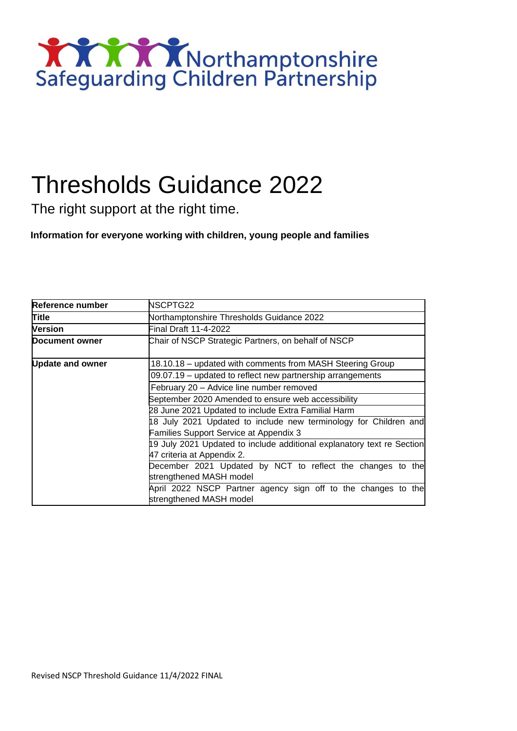Northamptonshire Safeguarding Children Partnership

# Thresholds Guidance 2022

The right support at the right time.

**Information for everyone working with children, young people and families**

| | |
|---|---|
| **Reference number** | NSCPTG22 |
| **Title** | Northamptonshire Thresholds Guidance 2022 |
| **Version** | Final Draft 11-4-2022 |
| **Document owner** | Chair of NSCP Strategic Partners, on behalf of NSCP |
| **Update and owner** | 18.10.18 – updated with comments from MASH Steering Group |
| | 09.07.19 – updated to reflect new partnership arrangements |
| | February 20 – Advice line number removed |
| | September 2020 Amended to ensure web accessibility |
| | 28 June 2021 Updated to include Extra Familial Harm |
| | 18 July 2021 Updated to include new terminology for Children and Families Support Service at Appendix 3 |
| | 19 July 2021 Updated to include additional explanatory text re Section 47 criteria at Appendix 2. |
| | December 2021 Updated by NCT to reflect the changes to the strengthened MASH model |
| | April 2022 NSCP Partner agency sign off to the changes to the strengthened MASH model |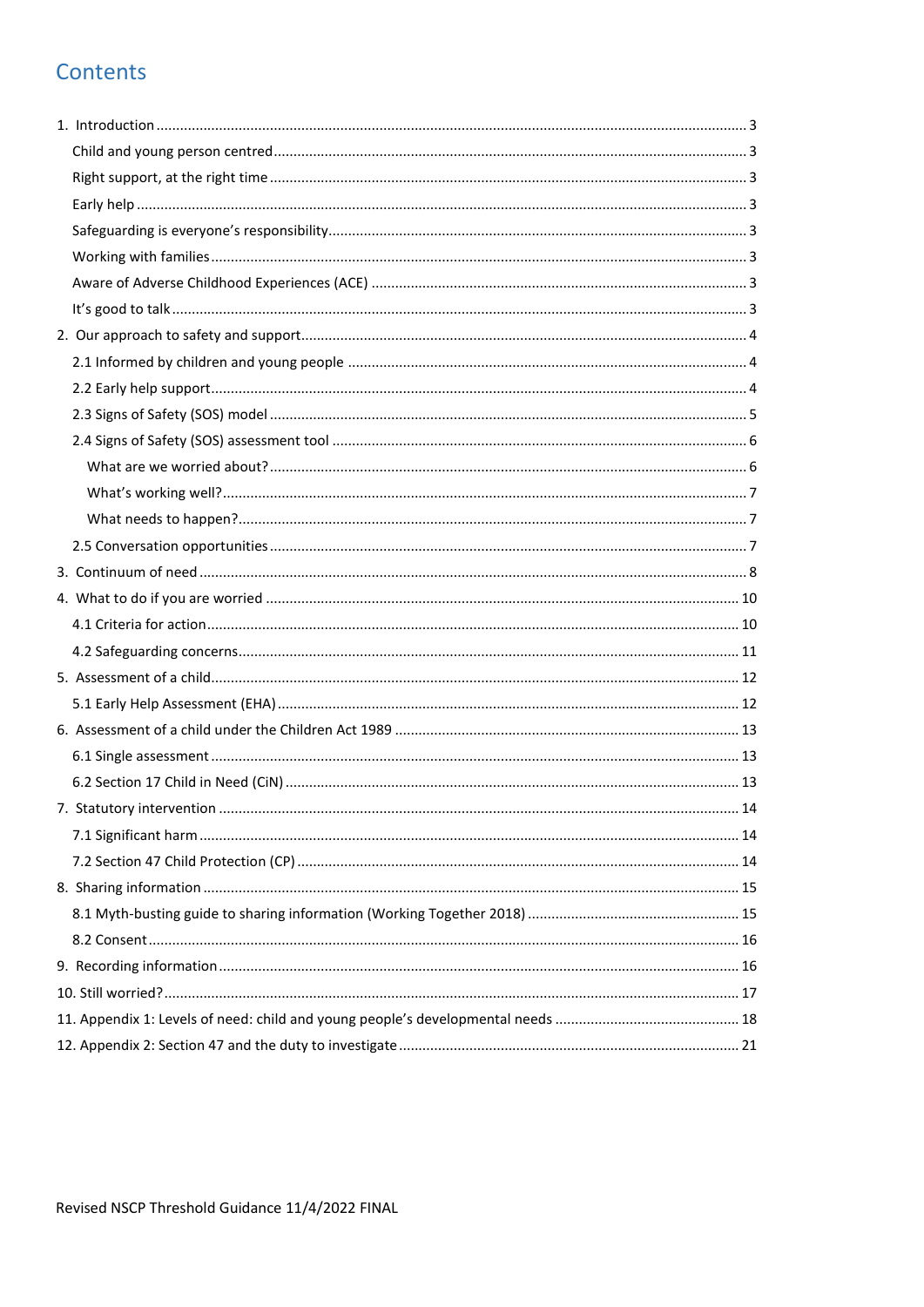# Contents

1. Introduction ..... 3
    - Child and young person centred ..... 3
    - Right support, at the right time ..... 3
    - Early help ..... 3
    - Safeguarding is everyone's responsibility ..... 3
    - Working with families ..... 3
    - Aware of Adverse Childhood Experiences (ACE) ..... 3
    - It's good to talk ..... 3
2. Our approach to safety and support ..... 4
    - 2.1 Informed by children and young people ..... 4
    - 2.2 Early help support ..... 4
    - 2.3 Signs of Safety (SOS) model ..... 5
    - 2.4 Signs of Safety (SOS) assessment tool ..... 6
        - What are we worried about? ..... 6
        - What's working well? ..... 7
        - What needs to happen? ..... 7
    - 2.5 Conversation opportunities ..... 7
3. Continuum of need ..... 8
4. What to do if you are worried ..... 10
    - 4.1 Criteria for action ..... 10
    - 4.2 Safeguarding concerns ..... 11
5. Assessment of a child ..... 12
    - 5.1 Early Help Assessment (EHA) ..... 12
6. Assessment of a child under the Children Act 1989 ..... 13
    - 6.1 Single assessment ..... 13
    - 6.2 Section 17 Child in Need (CiN) ..... 13
7. Statutory intervention ..... 14
    - 7.1 Significant harm ..... 14
    - 7.2 Section 47 Child Protection (CP) ..... 14
8. Sharing information ..... 15
    - 8.1 Myth-busting guide to sharing information (Working Together 2018) ..... 15
    - 8.2 Consent ..... 16
9. Recording information ..... 16
10. Still worried? ..... 17
11. Appendix 1: Levels of need: child and young people's developmental needs ..... 18
12. Appendix 2: Section 47 and the duty to investigate ..... 21

Revised NSCP Threshold Guidance 11/4/2022 FINAL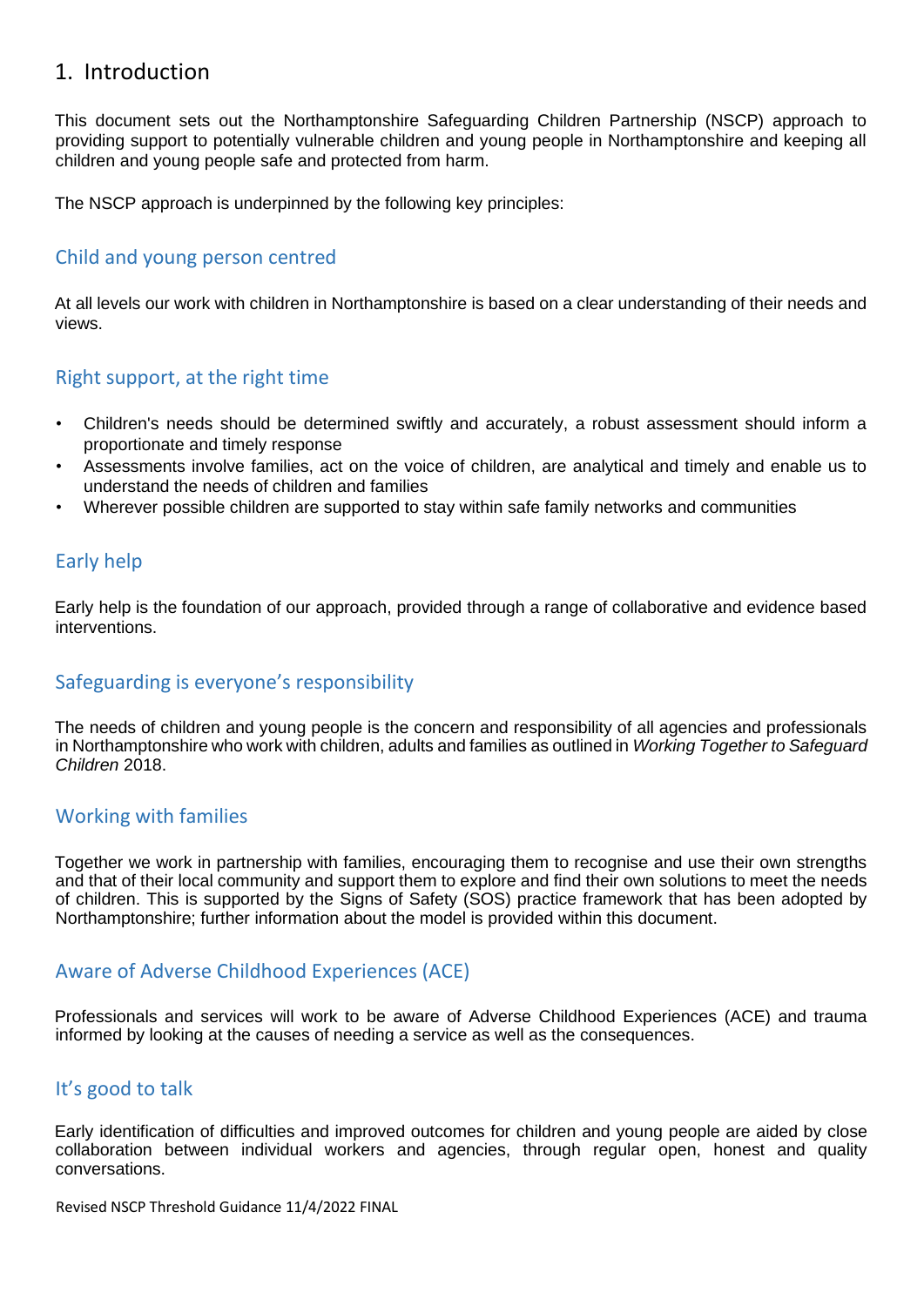# 1. Introduction

This document sets out the Northamptonshire Safeguarding Children Partnership (NSCP) approach to providing support to potentially vulnerable children and young people in Northamptonshire and keeping all children and young people safe and protected from harm.

The NSCP approach is underpinned by the following key principles:

## Child and young person centred

At all levels our work with children in Northamptonshire is based on a clear understanding of their needs and views.

## Right support, at the right time

- Children's needs should be determined swiftly and accurately, a robust assessment should inform a proportionate and timely response
- Assessments involve families, act on the voice of children, are analytical and timely and enable us to understand the needs of children and families
- Wherever possible children are supported to stay within safe family networks and communities

## Early help

Early help is the foundation of our approach, provided through a range of collaborative and evidence based interventions.

## Safeguarding is everyone's responsibility

The needs of children and young people is the concern and responsibility of all agencies and professionals in Northamptonshire who work with children, adults and families as outlined in *Working Together to Safeguard Children* 2018.

## Working with families

Together we work in partnership with families, encouraging them to recognise and use their own strengths and that of their local community and support them to explore and find their own solutions to meet the needs of children. This is supported by the Signs of Safety (SOS) practice framework that has been adopted by Northamptonshire; further information about the model is provided within this document.

## Aware of Adverse Childhood Experiences (ACE)

Professionals and services will work to be aware of Adverse Childhood Experiences (ACE) and trauma informed by looking at the causes of needing a service as well as the consequences.

## It's good to talk

Early identification of difficulties and improved outcomes for children and young people are aided by close collaboration between individual workers and agencies, through regular open, honest and quality conversations.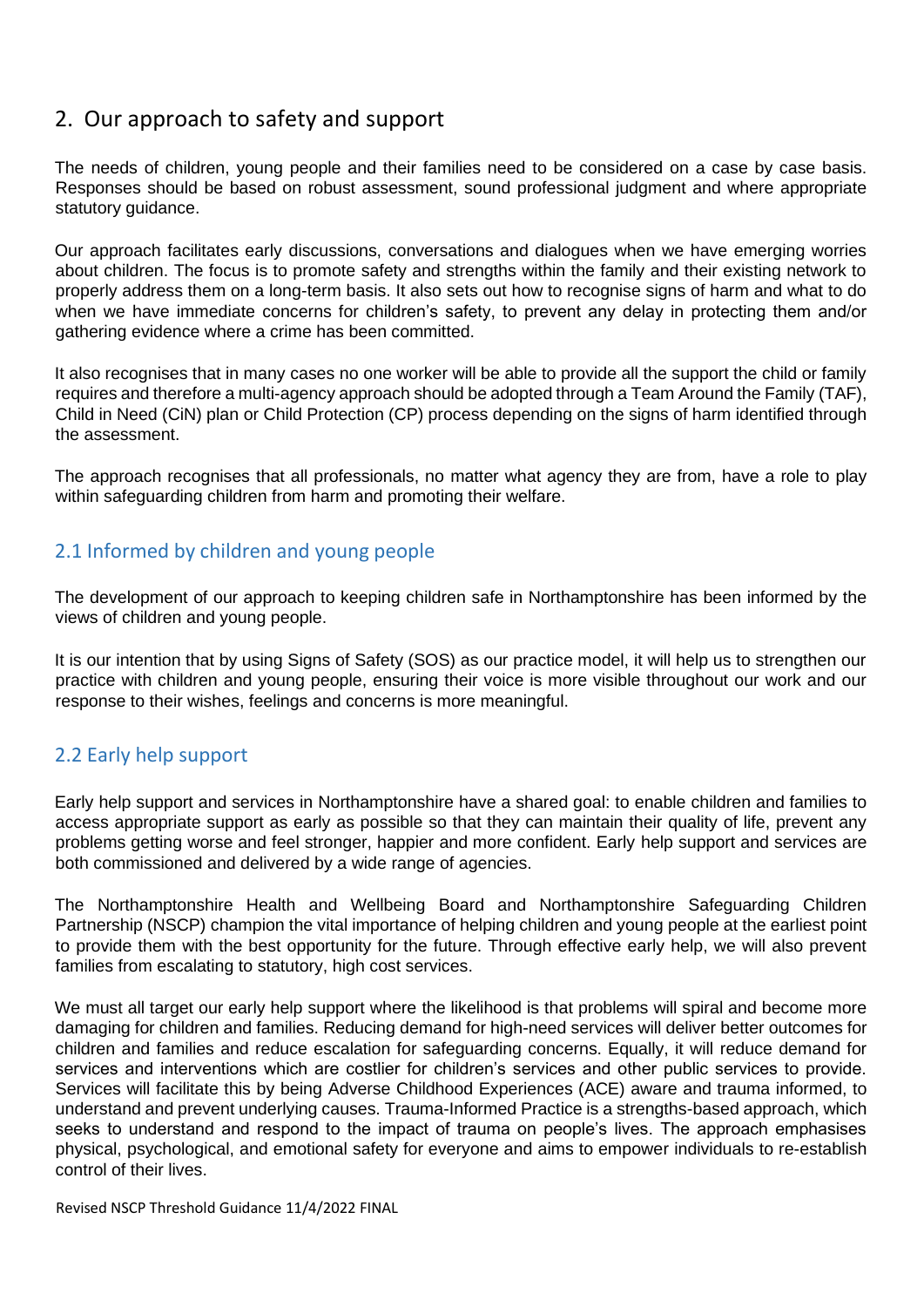## 2. Our approach to safety and support

The needs of children, young people and their families need to be considered on a case by case basis. Responses should be based on robust assessment, sound professional judgment and where appropriate statutory guidance.

Our approach facilitates early discussions, conversations and dialogues when we have emerging worries about children. The focus is to promote safety and strengths within the family and their existing network to properly address them on a long-term basis. It also sets out how to recognise signs of harm and what to do when we have immediate concerns for children's safety, to prevent any delay in protecting them and/or gathering evidence where a crime has been committed.

It also recognises that in many cases no one worker will be able to provide all the support the child or family requires and therefore a multi-agency approach should be adopted through a Team Around the Family (TAF), Child in Need (CiN) plan or Child Protection (CP) process depending on the signs of harm identified through the assessment.

The approach recognises that all professionals, no matter what agency they are from, have a role to play within safeguarding children from harm and promoting their welfare.

### 2.1 Informed by children and young people

The development of our approach to keeping children safe in Northamptonshire has been informed by the views of children and young people.

It is our intention that by using Signs of Safety (SOS) as our practice model, it will help us to strengthen our practice with children and young people, ensuring their voice is more visible throughout our work and our response to their wishes, feelings and concerns is more meaningful.

### 2.2 Early help support

Early help support and services in Northamptonshire have a shared goal: to enable children and families to access appropriate support as early as possible so that they can maintain their quality of life, prevent any problems getting worse and feel stronger, happier and more confident. Early help support and services are both commissioned and delivered by a wide range of agencies.

The Northamptonshire Health and Wellbeing Board and Northamptonshire Safeguarding Children Partnership (NSCP) champion the vital importance of helping children and young people at the earliest point to provide them with the best opportunity for the future. Through effective early help, we will also prevent families from escalating to statutory, high cost services.

We must all target our early help support where the likelihood is that problems will spiral and become more damaging for children and families. Reducing demand for high-need services will deliver better outcomes for children and families and reduce escalation for safeguarding concerns. Equally, it will reduce demand for services and interventions which are costlier for children's services and other public services to provide. Services will facilitate this by being Adverse Childhood Experiences (ACE) aware and trauma informed, to understand and prevent underlying causes. Trauma-Informed Practice is a strengths-based approach, which seeks to understand and respond to the impact of trauma on people's lives. The approach emphasises physical, psychological, and emotional safety for everyone and aims to empower individuals to re-establish control of their lives.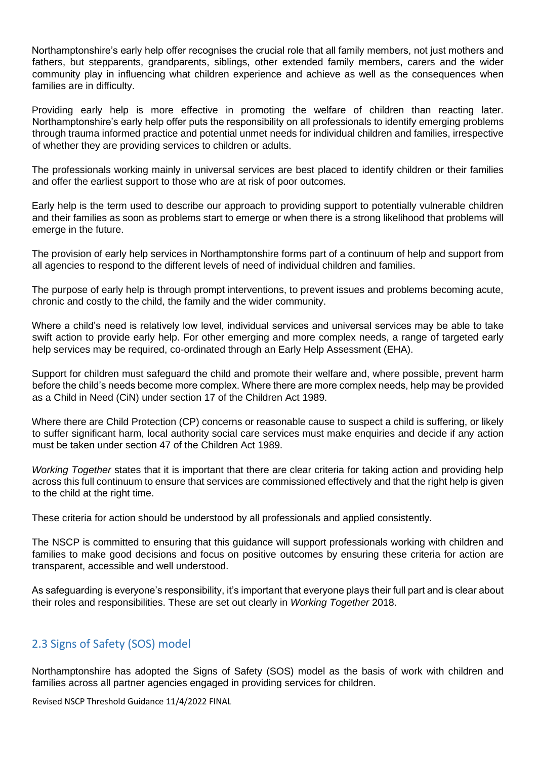Northamptonshire's early help offer recognises the crucial role that all family members, not just mothers and fathers, but stepparents, grandparents, siblings, other extended family members, carers and the wider community play in influencing what children experience and achieve as well as the consequences when families are in difficulty.

Providing early help is more effective in promoting the welfare of children than reacting later. Northamptonshire's early help offer puts the responsibility on all professionals to identify emerging problems through trauma informed practice and potential unmet needs for individual children and families, irrespective of whether they are providing services to children or adults.

The professionals working mainly in universal services are best placed to identify children or their families and offer the earliest support to those who are at risk of poor outcomes.

Early help is the term used to describe our approach to providing support to potentially vulnerable children and their families as soon as problems start to emerge or when there is a strong likelihood that problems will emerge in the future.

The provision of early help services in Northamptonshire forms part of a continuum of help and support from all agencies to respond to the different levels of need of individual children and families.

The purpose of early help is through prompt interventions, to prevent issues and problems becoming acute, chronic and costly to the child, the family and the wider community.

Where a child's need is relatively low level, individual services and universal services may be able to take swift action to provide early help. For other emerging and more complex needs, a range of targeted early help services may be required, co-ordinated through an Early Help Assessment (EHA).

Support for children must safeguard the child and promote their welfare and, where possible, prevent harm before the child's needs become more complex. Where there are more complex needs, help may be provided as a Child in Need (CiN) under section 17 of the Children Act 1989.

Where there are Child Protection (CP) concerns or reasonable cause to suspect a child is suffering, or likely to suffer significant harm, local authority social care services must make enquiries and decide if any action must be taken under section 47 of the Children Act 1989.

*Working Together* states that it is important that there are clear criteria for taking action and providing help across this full continuum to ensure that services are commissioned effectively and that the right help is given to the child at the right time.

These criteria for action should be understood by all professionals and applied consistently.

The NSCP is committed to ensuring that this guidance will support professionals working with children and families to make good decisions and focus on positive outcomes by ensuring these criteria for action are transparent, accessible and well understood.

As safeguarding is everyone's responsibility, it's important that everyone plays their full part and is clear about their roles and responsibilities. These are set out clearly in *Working Together* 2018.

## 2.3 Signs of Safety (SOS) model

Northamptonshire has adopted the Signs of Safety (SOS) model as the basis of work with children and families across all partner agencies engaged in providing services for children.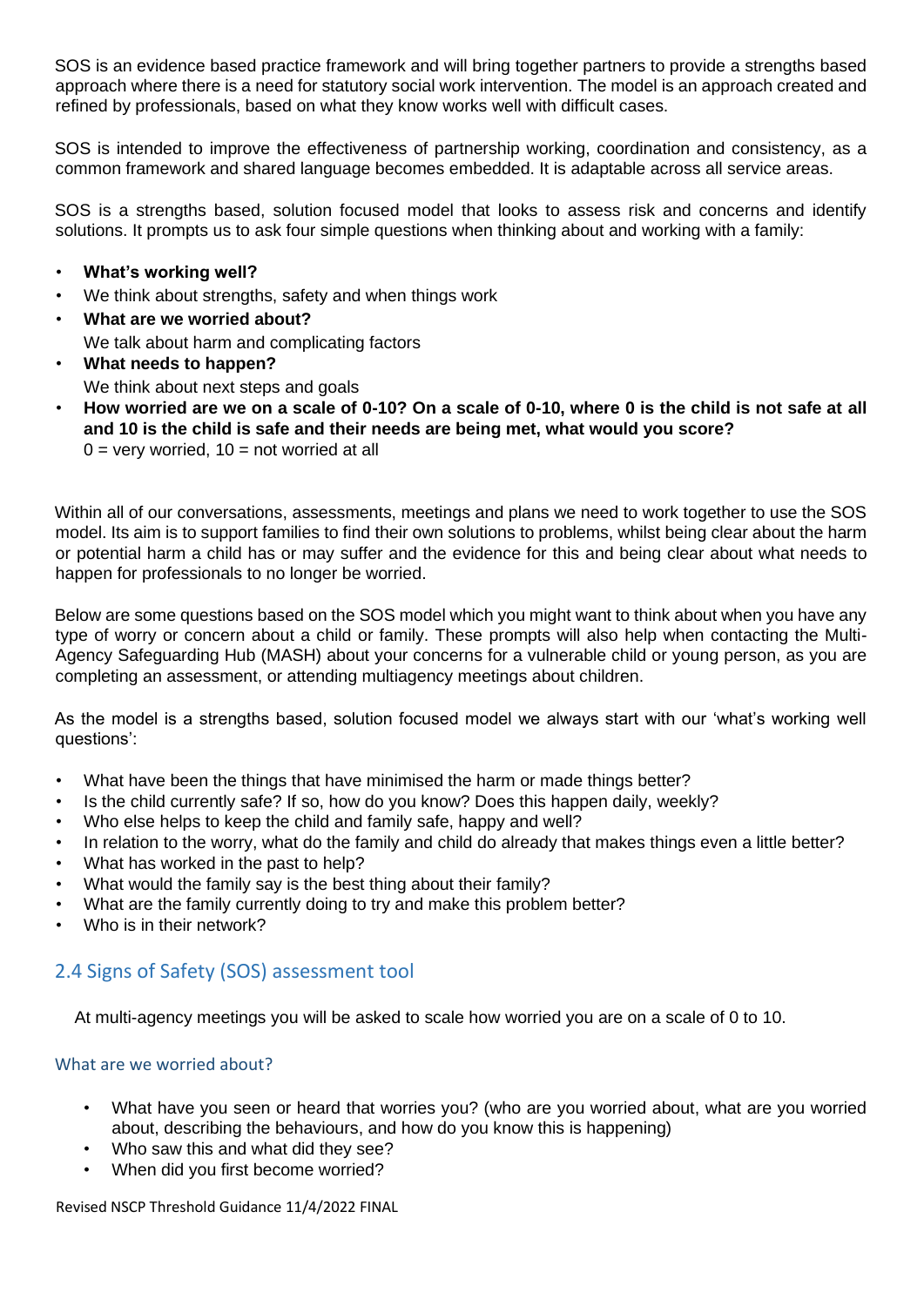SOS is an evidence based practice framework and will bring together partners to provide a strengths based approach where there is a need for statutory social work intervention. The model is an approach created and refined by professionals, based on what they know works well with difficult cases.

SOS is intended to improve the effectiveness of partnership working, coordination and consistency, as a common framework and shared language becomes embedded. It is adaptable across all service areas.

SOS is a strengths based, solution focused model that looks to assess risk and concerns and identify solutions. It prompts us to ask four simple questions when thinking about and working with a family:

- **What's working well?**
- We think about strengths, safety and when things work
- **What are we worried about?**
  We talk about harm and complicating factors
- **What needs to happen?**
  We think about next steps and goals
- **How worried are we on a scale of 0-10? On a scale of 0-10, where 0 is the child is not safe at all and 10 is the child is safe and their needs are being met, what would you score?**
  0 = very worried, 10 = not worried at all

Within all of our conversations, assessments, meetings and plans we need to work together to use the SOS model. Its aim is to support families to find their own solutions to problems, whilst being clear about the harm or potential harm a child has or may suffer and the evidence for this and being clear about what needs to happen for professionals to no longer be worried.

Below are some questions based on the SOS model which you might want to think about when you have any type of worry or concern about a child or family. These prompts will also help when contacting the Multi-Agency Safeguarding Hub (MASH) about your concerns for a vulnerable child or young person, as you are completing an assessment, or attending multiagency meetings about children.

As the model is a strengths based, solution focused model we always start with our 'what's working well questions':

- What have been the things that have minimised the harm or made things better?
- Is the child currently safe? If so, how do you know? Does this happen daily, weekly?
- Who else helps to keep the child and family safe, happy and well?
- In relation to the worry, what do the family and child do already that makes things even a little better?
- What has worked in the past to help?
- What would the family say is the best thing about their family?
- What are the family currently doing to try and make this problem better?
- Who is in their network?

## 2.4 Signs of Safety (SOS) assessment tool

At multi-agency meetings you will be asked to scale how worried you are on a scale of 0 to 10.

### What are we worried about?

- What have you seen or heard that worries you? (who are you worried about, what are you worried about, describing the behaviours, and how do you know this is happening)
- Who saw this and what did they see?
- When did you first become worried?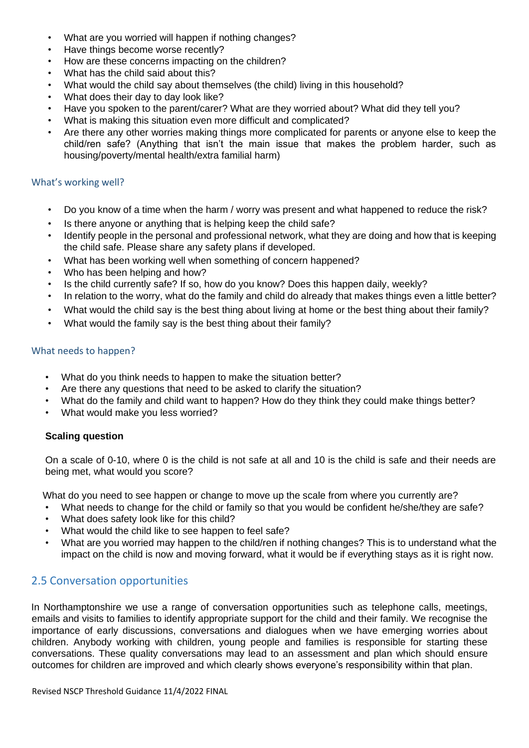- What are you worried will happen if nothing changes?
- Have things become worse recently?
- How are these concerns impacting on the children?
- What has the child said about this?
- What would the child say about themselves (the child) living in this household?
- What does their day to day look like?
- Have you spoken to the parent/carer? What are they worried about? What did they tell you?
- What is making this situation even more difficult and complicated?
- Are there any other worries making things more complicated for parents or anyone else to keep the child/ren safe? (Anything that isn't the main issue that makes the problem harder, such as housing/poverty/mental health/extra familial harm)

### What's working well?

- Do you know of a time when the harm / worry was present and what happened to reduce the risk?
- Is there anyone or anything that is helping keep the child safe?
- Identify people in the personal and professional network, what they are doing and how that is keeping the child safe. Please share any safety plans if developed.
- What has been working well when something of concern happened?
- Who has been helping and how?
- Is the child currently safe? If so, how do you know? Does this happen daily, weekly?
- In relation to the worry, what do the family and child do already that makes things even a little better?
- What would the child say is the best thing about living at home or the best thing about their family?
- What would the family say is the best thing about their family?

### What needs to happen?

- What do you think needs to happen to make the situation better?
- Are there any questions that need to be asked to clarify the situation?
- What do the family and child want to happen? How do they think they could make things better?
- What would make you less worried?

**Scaling question**

On a scale of 0-10, where 0 is the child is not safe at all and 10 is the child is safe and their needs are being met, what would you score?

What do you need to see happen or change to move up the scale from where you currently are?

- What needs to change for the child or family so that you would be confident he/she/they are safe?
- What does safety look like for this child?
- What would the child like to see happen to feel safe?
- What are you worried may happen to the child/ren if nothing changes? This is to understand what the impact on the child is now and moving forward, what it would be if everything stays as it is right now.

## 2.5 Conversation opportunities

In Northamptonshire we use a range of conversation opportunities such as telephone calls, meetings, emails and visits to families to identify appropriate support for the child and their family. We recognise the importance of early discussions, conversations and dialogues when we have emerging worries about children. Anybody working with children, young people and families is responsible for starting these conversations. These quality conversations may lead to an assessment and plan which should ensure outcomes for children are improved and which clearly shows everyone's responsibility within that plan.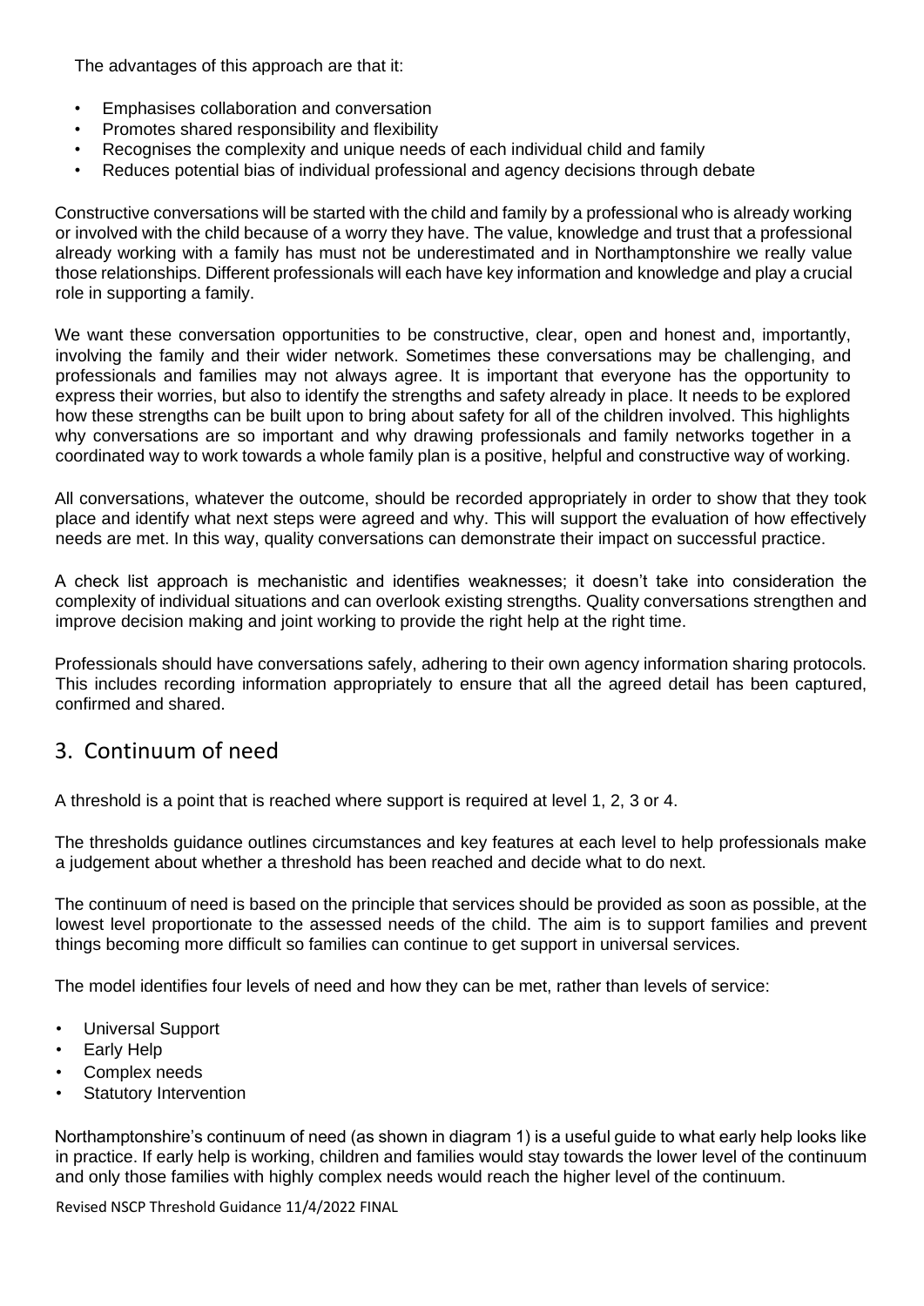The advantages of this approach are that it:

- Emphasises collaboration and conversation
- Promotes shared responsibility and flexibility
- Recognises the complexity and unique needs of each individual child and family
- Reduces potential bias of individual professional and agency decisions through debate

Constructive conversations will be started with the child and family by a professional who is already working or involved with the child because of a worry they have. The value, knowledge and trust that a professional already working with a family has must not be underestimated and in Northamptonshire we really value those relationships. Different professionals will each have key information and knowledge and play a crucial role in supporting a family.

We want these conversation opportunities to be constructive, clear, open and honest and, importantly, involving the family and their wider network. Sometimes these conversations may be challenging, and professionals and families may not always agree. It is important that everyone has the opportunity to express their worries, but also to identify the strengths and safety already in place. It needs to be explored how these strengths can be built upon to bring about safety for all of the children involved. This highlights why conversations are so important and why drawing professionals and family networks together in a coordinated way to work towards a whole family plan is a positive, helpful and constructive way of working.

All conversations, whatever the outcome, should be recorded appropriately in order to show that they took place and identify what next steps were agreed and why. This will support the evaluation of how effectively needs are met. In this way, quality conversations can demonstrate their impact on successful practice.

A check list approach is mechanistic and identifies weaknesses; it doesn't take into consideration the complexity of individual situations and can overlook existing strengths. Quality conversations strengthen and improve decision making and joint working to provide the right help at the right time.

Professionals should have conversations safely, adhering to their own agency information sharing protocols. This includes recording information appropriately to ensure that all the agreed detail has been captured, confirmed and shared.

## 3. Continuum of need

A threshold is a point that is reached where support is required at level 1, 2, 3 or 4.

The thresholds guidance outlines circumstances and key features at each level to help professionals make a judgement about whether a threshold has been reached and decide what to do next.

The continuum of need is based on the principle that services should be provided as soon as possible, at the lowest level proportionate to the assessed needs of the child. The aim is to support families and prevent things becoming more difficult so families can continue to get support in universal services.

The model identifies four levels of need and how they can be met, rather than levels of service:

- Universal Support
- Early Help
- Complex needs
- Statutory Intervention

Northamptonshire's continuum of need (as shown in diagram 1) is a useful guide to what early help looks like in practice. If early help is working, children and families would stay towards the lower level of the continuum and only those families with highly complex needs would reach the higher level of the continuum.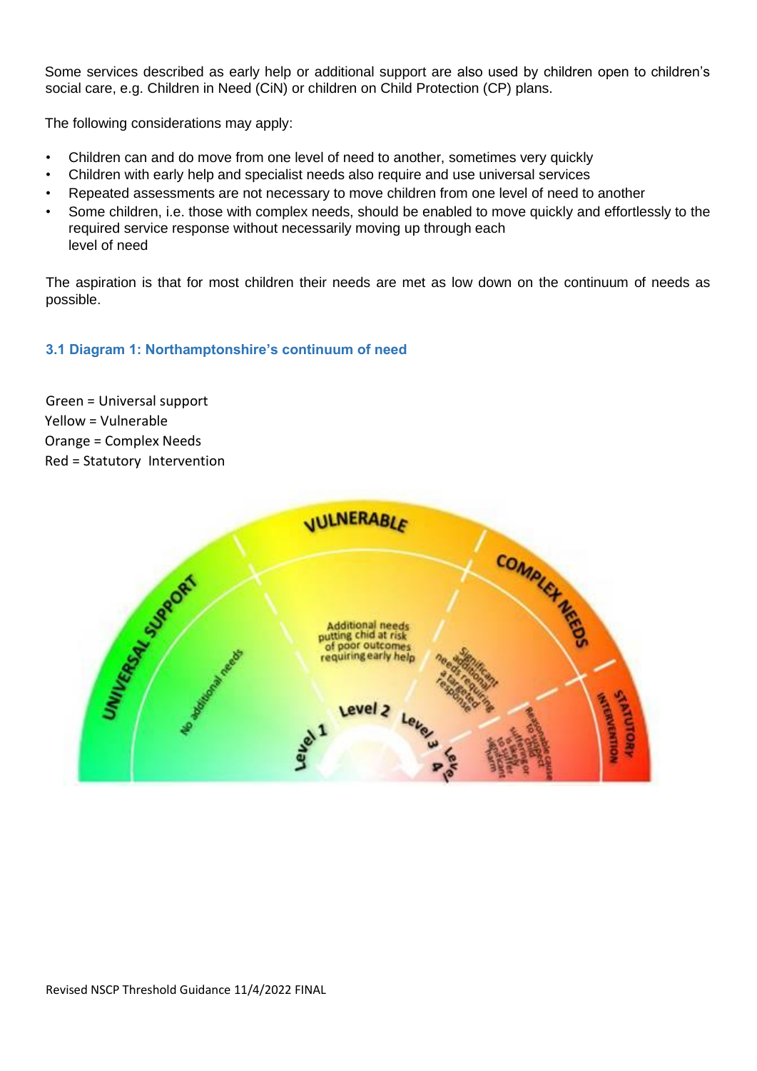Some services described as early help or additional support are also used by children open to children's social care, e.g. Children in Need (CiN) or children on Child Protection (CP) plans.

The following considerations may apply:

- Children can and do move from one level of need to another, sometimes very quickly
- Children with early help and specialist needs also require and use universal services
- Repeated assessments are not necessary to move children from one level of need to another
- Some children, i.e. those with complex needs, should be enabled to move quickly and effortlessly to the required service response without necessarily moving up through each level of need

The aspiration is that for most children their needs are met as low down on the continuum of needs as possible.

### 3.1 Diagram 1: Northamptonshire's continuum of need

Green = Universal support
Yellow = Vulnerable
Orange = Complex Needs
Red = Statutory Intervention

UNIVERSAL SUPPORT — Level 1 — No additional needs

VULNERABLE — Level 2 — Additional needs putting chid at risk of poor outcomes requiring early help

COMPLEX NEEDS — Level 3 — Significant additional needs requiring a targeted response

STATUTORY INTERVENTION — Level 4 — Reasonable cause to suspect child suffering or likely to suffer significant harm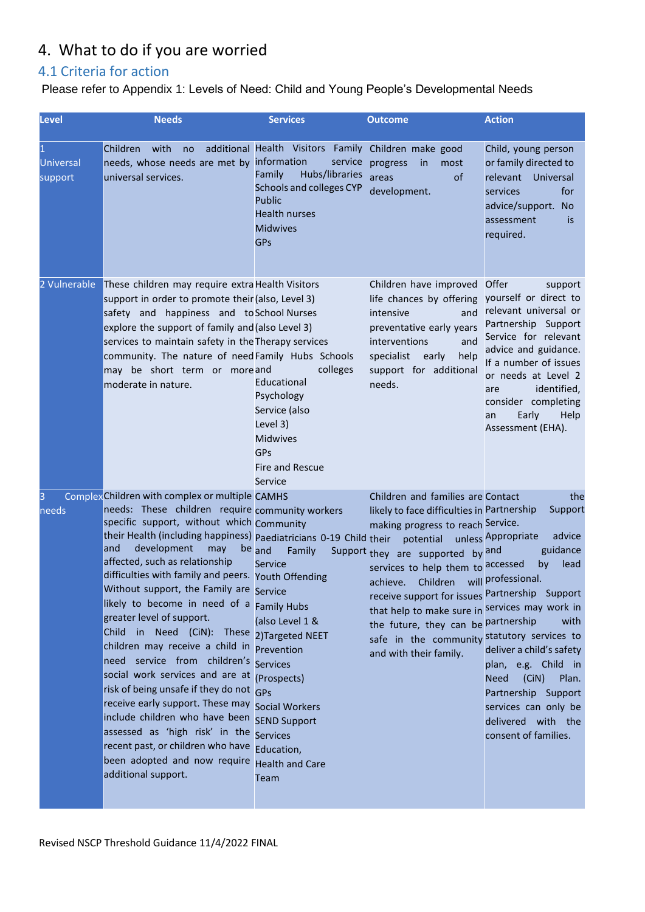# 4. What to do if you are worried

## 4.1 Criteria for action

Please refer to Appendix 1: Levels of Need: Child and Young People's Developmental Needs

| Level | Needs | Services | Outcome | Action |
|---|---|---|---|---|
| 1 Universal support | Children with no additional needs, whose needs are met by universal services. | Health Visitors Family information service Family Hubs/libraries Schools and colleges CYP Public Health nurses Midwives GPs | Children make good progress in most areas of development. | Child, young person or family directed to relevant Universal services for advice/support. No assessment is required. |
| 2 Vulnerable | These children may require extra support in order to promote their safety and happiness and to explore the support of family and services to maintain safety in the community. The nature of need may be short term or more moderate in nature. | Health Visitors (also, Level 3) School Nurses (also Level 3) Therapy services Family Hubs Schools and colleges Educational Psychology Service (also Level 3) Midwives GPs Fire and Rescue Service | Children have improved life chances by offering intensive and preventative early years interventions and specialist early help support for additional needs. | Offer support yourself or direct to relevant universal or Partnership Support Service for relevant advice and guidance. If a number of issues or needs at Level 2 are identified, consider completing an Early Help Assessment (EHA). |
| 3 Complex needs | Children with complex or multiple needs: These children require specific support, without which their Health (including happiness) and development may be affected, such as relationship difficulties with family and peers. Without support, the Family are likely to become in need of a greater level of support. Child in Need (CiN): These children may receive a child in need service from children's social work services and are at risk of being unsafe if they do not receive early support. These may include children who have been assessed as 'high risk' in the recent past, or children who have been adopted and now require additional support. | CAMHS community workers Community Paediatricians 0-19 Child and Family Support Service Youth Offending Service Family Hubs (also Level 1 & 2)Targeted NEET Prevention Services (Prospects) GPs Social Workers SEND Support Services Education, Health and Care Team | Children and families are likely to face difficulties in making progress to reach their potential unless they are supported by services to help them to achieve. Children will receive support for issues that help to make sure in the future, they can be safe in the community and with their family. | Contact the Partnership Support Service. Appropriate advice and guidance accessed by lead professional. Partnership Support services may work in partnership with statutory services to deliver a child's safety plan, e.g. Child in Need (CiN) Plan. Partnership Support services can only be delivered with the consent of families. |

Revised NSCP Threshold Guidance 11/4/2022 FINAL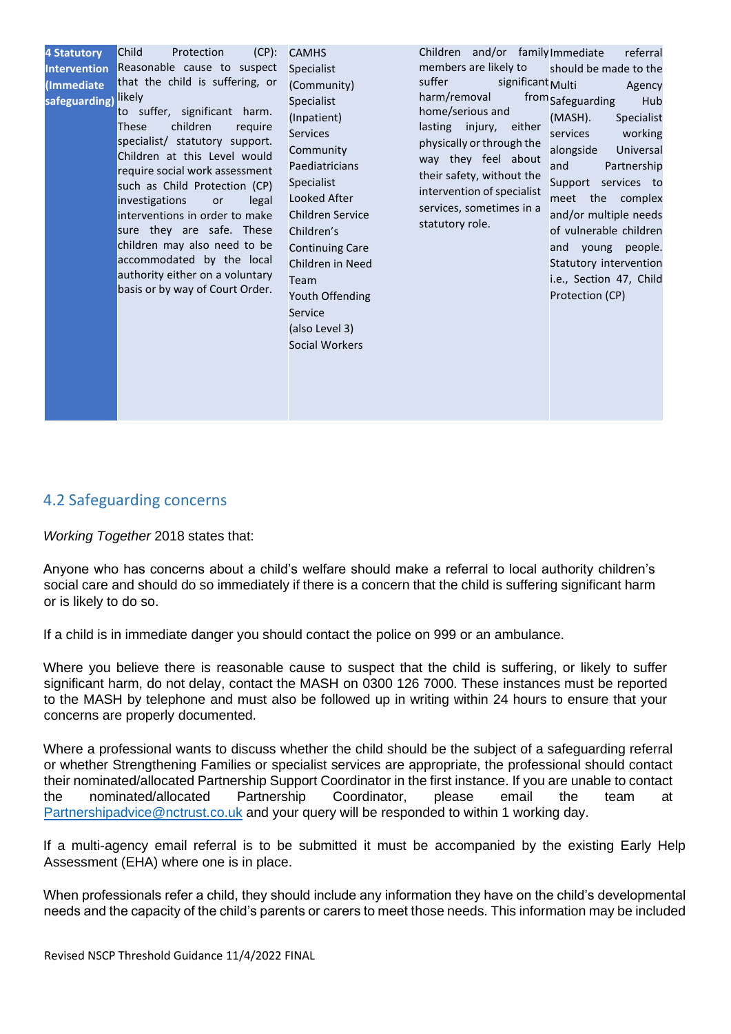| 4 Statutory Intervention (Immediate safeguarding) | Child Protection (CP): Reasonable cause to suspect that the child is suffering, or likely to suffer, significant harm. These children require specialist/ statutory support. Children at this Level would require social work assessment such as Child Protection (CP) investigations or legal interventions in order to make sure they are safe. These children may also need to be accommodated by the local authority either on a voluntary basis or by way of Court Order. | CAMHS Specialist (Community)<br>Specialist (Inpatient) Services<br>Community Paediatricians<br>Specialist Looked After Children Service<br>Children's Continuing Care<br>Children in Need Team<br>Youth Offending Service (also Level 3)<br>Social Workers | Children and/or family members are likely to suffer significant harm/removal from home/serious and lasting injury, either physically or through the way they feel about their safety, without the intervention of specialist services, sometimes in a statutory role. | Immediate referral should be made to the Multi Agency Safeguarding Hub (MASH). Specialist services working alongside Universal and Partnership Support services to meet the complex and/or multiple needs of vulnerable children and young people. Statutory intervention i.e., Section 47, Child Protection (CP) |
|---|---|---|---|---|

## 4.2 Safeguarding concerns

*Working Together* 2018 states that:

Anyone who has concerns about a child's welfare should make a referral to local authority children's social care and should do so immediately if there is a concern that the child is suffering significant harm or is likely to do so.

If a child is in immediate danger you should contact the police on 999 or an ambulance.

Where you believe there is reasonable cause to suspect that the child is suffering, or likely to suffer significant harm, do not delay, contact the MASH on 0300 126 7000. These instances must be reported to the MASH by telephone and must also be followed up in writing within 24 hours to ensure that your concerns are properly documented.

Where a professional wants to discuss whether the child should be the subject of a safeguarding referral or whether Strengthening Families or specialist services are appropriate, the professional should contact their nominated/allocated Partnership Support Coordinator in the first instance. If you are unable to contact the nominated/allocated Partnership Coordinator, please email the team at Partnershipadvice@nctrust.co.uk and your query will be responded to within 1 working day.

If a multi-agency email referral is to be submitted it must be accompanied by the existing Early Help Assessment (EHA) where one is in place.

When professionals refer a child, they should include any information they have on the child's developmental needs and the capacity of the child's parents or carers to meet those needs. This information may be included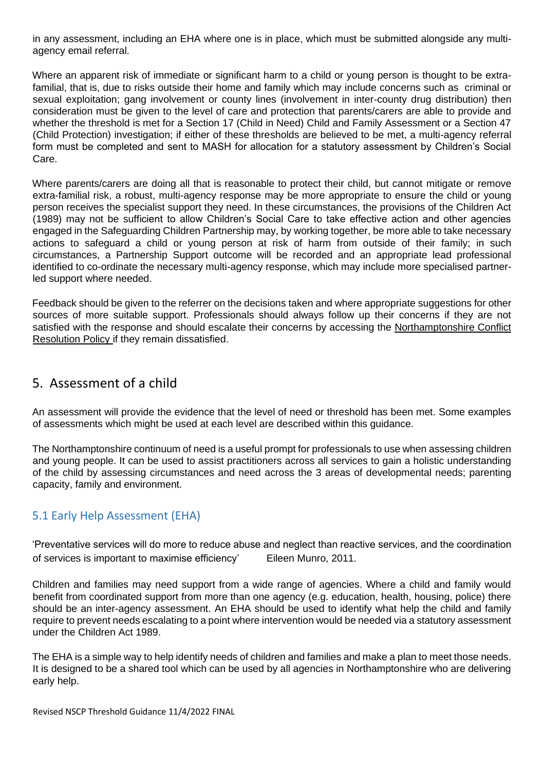in any assessment, including an EHA where one is in place, which must be submitted alongside any multi-agency email referral.

Where an apparent risk of immediate or significant harm to a child or young person is thought to be extra-familial, that is, due to risks outside their home and family which may include concerns such as criminal or sexual exploitation; gang involvement or county lines (involvement in inter-county drug distribution) then consideration must be given to the level of care and protection that parents/carers are able to provide and whether the threshold is met for a Section 17 (Child in Need) Child and Family Assessment or a Section 47 (Child Protection) investigation; if either of these thresholds are believed to be met, a multi-agency referral form must be completed and sent to MASH for allocation for a statutory assessment by Children's Social Care.

Where parents/carers are doing all that is reasonable to protect their child, but cannot mitigate or remove extra-familial risk, a robust, multi-agency response may be more appropriate to ensure the child or young person receives the specialist support they need. In these circumstances, the provisions of the Children Act (1989) may not be sufficient to allow Children's Social Care to take effective action and other agencies engaged in the Safeguarding Children Partnership may, by working together, be more able to take necessary actions to safeguard a child or young person at risk of harm from outside of their family; in such circumstances, a Partnership Support outcome will be recorded and an appropriate lead professional identified to co-ordinate the necessary multi-agency response, which may include more specialised partner-led support where needed.

Feedback should be given to the referrer on the decisions taken and where appropriate suggestions for other sources of more suitable support. Professionals should always follow up their concerns if they are not satisfied with the response and should escalate their concerns by accessing the Northamptonshire Conflict Resolution Policy if they remain dissatisfied.

## 5. Assessment of a child

An assessment will provide the evidence that the level of need or threshold has been met. Some examples of assessments which might be used at each level are described within this guidance.

The Northamptonshire continuum of need is a useful prompt for professionals to use when assessing children and young people. It can be used to assist practitioners across all services to gain a holistic understanding of the child by assessing circumstances and need across the 3 areas of developmental needs; parenting capacity, family and environment.

### 5.1 Early Help Assessment (EHA)

'Preventative services will do more to reduce abuse and neglect than reactive services, and the coordination of services is important to maximise efficiency' Eileen Munro, 2011.

Children and families may need support from a wide range of agencies. Where a child and family would benefit from coordinated support from more than one agency (e.g. education, health, housing, police) there should be an inter-agency assessment. An EHA should be used to identify what help the child and family require to prevent needs escalating to a point where intervention would be needed via a statutory assessment under the Children Act 1989.

The EHA is a simple way to help identify needs of children and families and make a plan to meet those needs. It is designed to be a shared tool which can be used by all agencies in Northamptonshire who are delivering early help.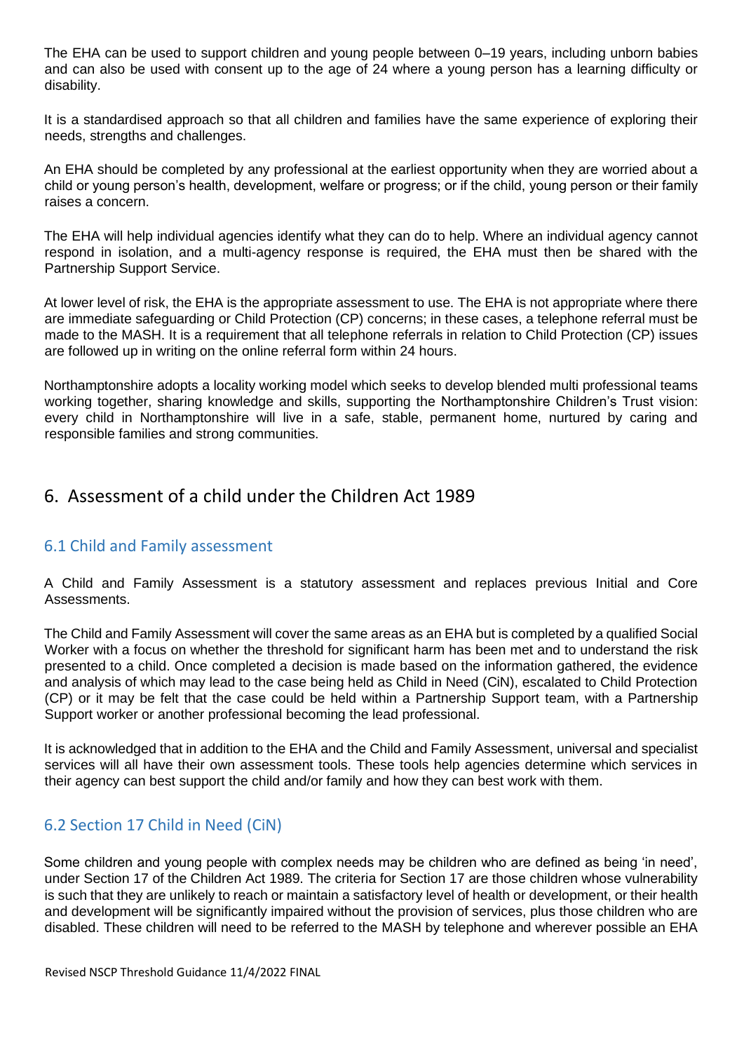The EHA can be used to support children and young people between 0–19 years, including unborn babies and can also be used with consent up to the age of 24 where a young person has a learning difficulty or disability.

It is a standardised approach so that all children and families have the same experience of exploring their needs, strengths and challenges.

An EHA should be completed by any professional at the earliest opportunity when they are worried about a child or young person's health, development, welfare or progress; or if the child, young person or their family raises a concern.

The EHA will help individual agencies identify what they can do to help. Where an individual agency cannot respond in isolation, and a multi-agency response is required, the EHA must then be shared with the Partnership Support Service.

At lower level of risk, the EHA is the appropriate assessment to use. The EHA is not appropriate where there are immediate safeguarding or Child Protection (CP) concerns; in these cases, a telephone referral must be made to the MASH. It is a requirement that all telephone referrals in relation to Child Protection (CP) issues are followed up in writing on the online referral form within 24 hours.

Northamptonshire adopts a locality working model which seeks to develop blended multi professional teams working together, sharing knowledge and skills, supporting the Northamptonshire Children's Trust vision: every child in Northamptonshire will live in a safe, stable, permanent home, nurtured by caring and responsible families and strong communities.

# 6. Assessment of a child under the Children Act 1989

## 6.1 Child and Family assessment

A Child and Family Assessment is a statutory assessment and replaces previous Initial and Core Assessments.

The Child and Family Assessment will cover the same areas as an EHA but is completed by a qualified Social Worker with a focus on whether the threshold for significant harm has been met and to understand the risk presented to a child. Once completed a decision is made based on the information gathered, the evidence and analysis of which may lead to the case being held as Child in Need (CiN), escalated to Child Protection (CP) or it may be felt that the case could be held within a Partnership Support team, with a Partnership Support worker or another professional becoming the lead professional.

It is acknowledged that in addition to the EHA and the Child and Family Assessment, universal and specialist services will all have their own assessment tools. These tools help agencies determine which services in their agency can best support the child and/or family and how they can best work with them.

## 6.2 Section 17 Child in Need (CiN)

Some children and young people with complex needs may be children who are defined as being 'in need', under Section 17 of the Children Act 1989. The criteria for Section 17 are those children whose vulnerability is such that they are unlikely to reach or maintain a satisfactory level of health or development, or their health and development will be significantly impaired without the provision of services, plus those children who are disabled. These children will need to be referred to the MASH by telephone and wherever possible an EHA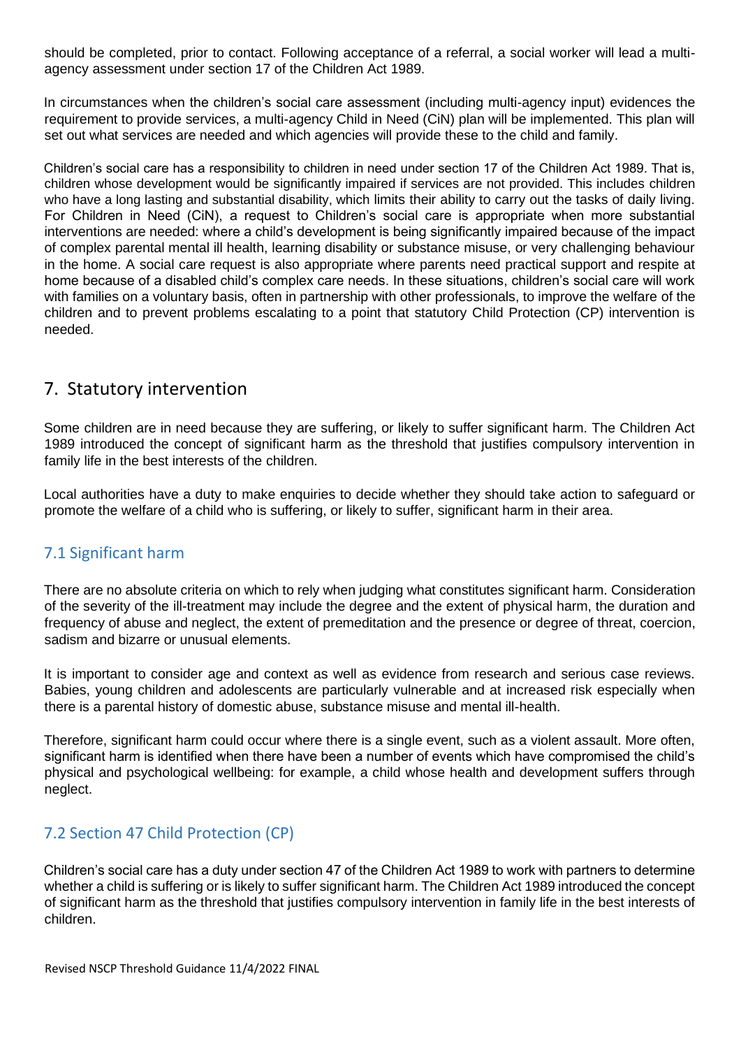should be completed, prior to contact. Following acceptance of a referral, a social worker will lead a multi-agency assessment under section 17 of the Children Act 1989.

In circumstances when the children's social care assessment (including multi-agency input) evidences the requirement to provide services, a multi-agency Child in Need (CiN) plan will be implemented. This plan will set out what services are needed and which agencies will provide these to the child and family.

Children's social care has a responsibility to children in need under section 17 of the Children Act 1989. That is, children whose development would be significantly impaired if services are not provided. This includes children who have a long lasting and substantial disability, which limits their ability to carry out the tasks of daily living. For Children in Need (CiN), a request to Children's social care is appropriate when more substantial interventions are needed: where a child's development is being significantly impaired because of the impact of complex parental mental ill health, learning disability or substance misuse, or very challenging behaviour in the home. A social care request is also appropriate where parents need practical support and respite at home because of a disabled child's complex care needs. In these situations, children's social care will work with families on a voluntary basis, often in partnership with other professionals, to improve the welfare of the children and to prevent problems escalating to a point that statutory Child Protection (CP) intervention is needed.

# 7. Statutory intervention

Some children are in need because they are suffering, or likely to suffer significant harm. The Children Act 1989 introduced the concept of significant harm as the threshold that justifies compulsory intervention in family life in the best interests of the children.

Local authorities have a duty to make enquiries to decide whether they should take action to safeguard or promote the welfare of a child who is suffering, or likely to suffer, significant harm in their area.

## 7.1 Significant harm

There are no absolute criteria on which to rely when judging what constitutes significant harm. Consideration of the severity of the ill-treatment may include the degree and the extent of physical harm, the duration and frequency of abuse and neglect, the extent of premeditation and the presence or degree of threat, coercion, sadism and bizarre or unusual elements.

It is important to consider age and context as well as evidence from research and serious case reviews. Babies, young children and adolescents are particularly vulnerable and at increased risk especially when there is a parental history of domestic abuse, substance misuse and mental ill-health.

Therefore, significant harm could occur where there is a single event, such as a violent assault. More often, significant harm is identified when there have been a number of events which have compromised the child's physical and psychological wellbeing: for example, a child whose health and development suffers through neglect.

## 7.2 Section 47 Child Protection (CP)

Children's social care has a duty under section 47 of the Children Act 1989 to work with partners to determine whether a child is suffering or is likely to suffer significant harm. The Children Act 1989 introduced the concept of significant harm as the threshold that justifies compulsory intervention in family life in the best interests of children.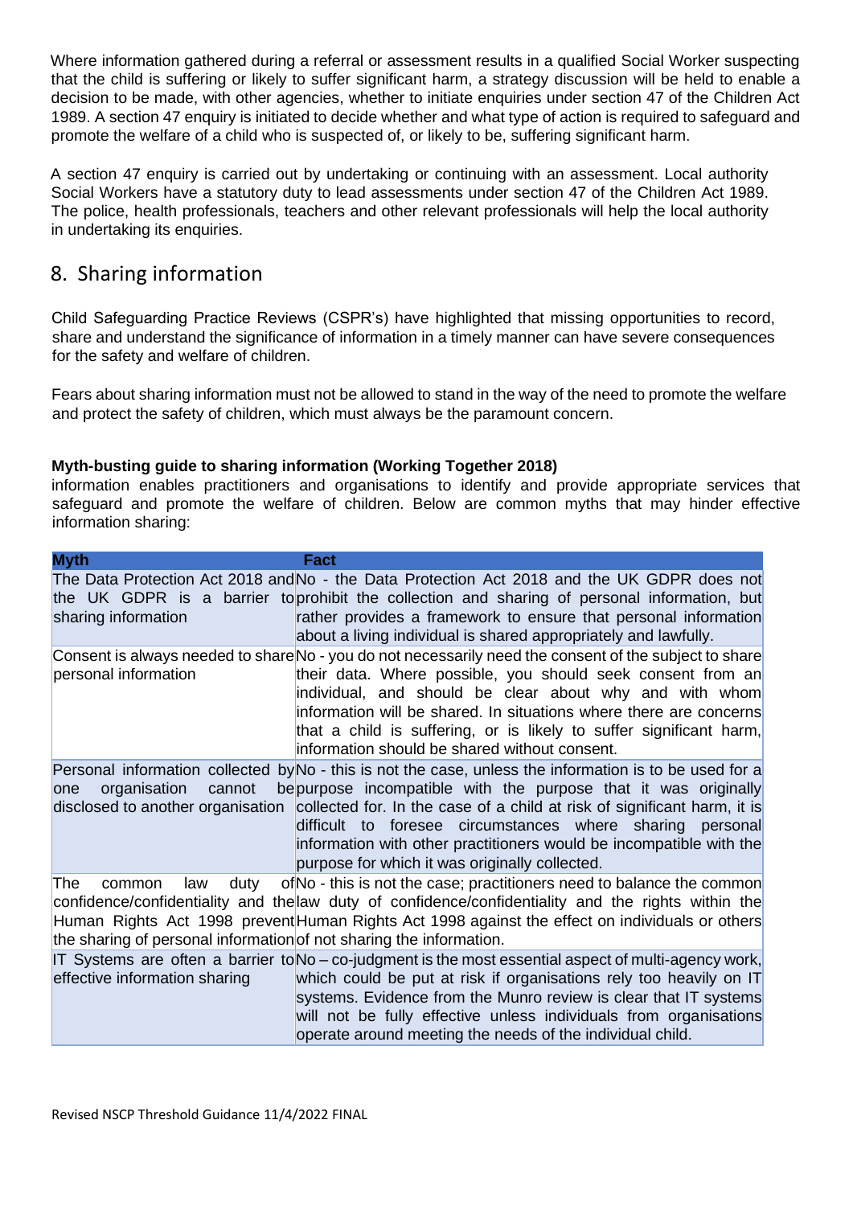Where information gathered during a referral or assessment results in a qualified Social Worker suspecting that the child is suffering or likely to suffer significant harm, a strategy discussion will be held to enable a decision to be made, with other agencies, whether to initiate enquiries under section 47 of the Children Act 1989. A section 47 enquiry is initiated to decide whether and what type of action is required to safeguard and promote the welfare of a child who is suspected of, or likely to be, suffering significant harm.

A section 47 enquiry is carried out by undertaking or continuing with an assessment. Local authority Social Workers have a statutory duty to lead assessments under section 47 of the Children Act 1989. The police, health professionals, teachers and other relevant professionals will help the local authority in undertaking its enquiries.

## 8. Sharing information

Child Safeguarding Practice Reviews (CSPR's) have highlighted that missing opportunities to record, share and understand the significance of information in a timely manner can have severe consequences for the safety and welfare of children.

Fears about sharing information must not be allowed to stand in the way of the need to promote the welfare and protect the safety of children, which must always be the paramount concern.

**Myth-busting guide to sharing information (Working Together 2018)**

information enables practitioners and organisations to identify and provide appropriate services that safeguard and promote the welfare of children. Below are common myths that may hinder effective information sharing:

| Myth | Fact |
|---|---|
| The Data Protection Act 2018 and the UK GDPR is a barrier to sharing information | No - the Data Protection Act 2018 and the UK GDPR does not prohibit the collection and sharing of personal information, but rather provides a framework to ensure that personal information about a living individual is shared appropriately and lawfully. |
| Consent is always needed to share personal information | No - you do not necessarily need the consent of the subject to share their data. Where possible, you should seek consent from an individual, and should be clear about why and with whom information will be shared. In situations where there are concerns that a child is suffering, or is likely to suffer significant harm, information should be shared without consent. |
| Personal information collected by one organisation cannot be disclosed to another organisation | No - this is not the case, unless the information is to be used for a purpose incompatible with the purpose that it was originally collected for. In the case of a child at risk of significant harm, it is difficult to foresee circumstances where sharing personal information with other practitioners would be incompatible with the purpose for which it was originally collected. |
| The common law duty of confidence/confidentiality and the Human Rights Act 1998 prevent the sharing of personal information | No - this is not the case; practitioners need to balance the common law duty of confidence/confidentiality and the rights within the Human Rights Act 1998 against the effect on individuals or others of not sharing the information. |
| IT Systems are often a barrier to effective information sharing | No – co-judgment is the most essential aspect of multi-agency work, which could be put at risk if organisations rely too heavily on IT systems. Evidence from the Munro review is clear that IT systems will not be fully effective unless individuals from organisations operate around meeting the needs of the individual child. |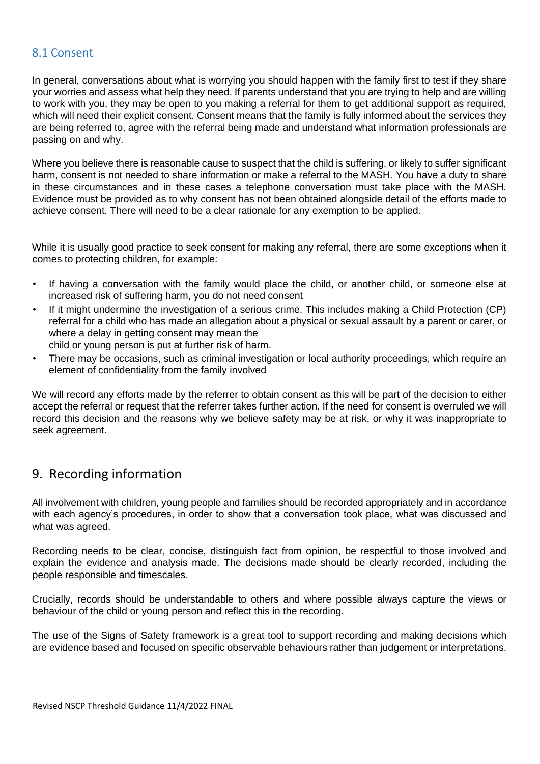### 8.1 Consent

In general, conversations about what is worrying you should happen with the family first to test if they share your worries and assess what help they need. If parents understand that you are trying to help and are willing to work with you, they may be open to you making a referral for them to get additional support as required, which will need their explicit consent. Consent means that the family is fully informed about the services they are being referred to, agree with the referral being made and understand what information professionals are passing on and why.

Where you believe there is reasonable cause to suspect that the child is suffering, or likely to suffer significant harm, consent is not needed to share information or make a referral to the MASH. You have a duty to share in these circumstances and in these cases a telephone conversation must take place with the MASH. Evidence must be provided as to why consent has not been obtained alongside detail of the efforts made to achieve consent. There will need to be a clear rationale for any exemption to be applied.

While it is usually good practice to seek consent for making any referral, there are some exceptions when it comes to protecting children, for example:

- If having a conversation with the family would place the child, or another child, or someone else at increased risk of suffering harm, you do not need consent
- If it might undermine the investigation of a serious crime. This includes making a Child Protection (CP) referral for a child who has made an allegation about a physical or sexual assault by a parent or carer, or where a delay in getting consent may mean the child or young person is put at further risk of harm.
- There may be occasions, such as criminal investigation or local authority proceedings, which require an element of confidentiality from the family involved

We will record any efforts made by the referrer to obtain consent as this will be part of the decision to either accept the referral or request that the referrer takes further action. If the need for consent is overruled we will record this decision and the reasons why we believe safety may be at risk, or why it was inappropriate to seek agreement.

## 9. Recording information

All involvement with children, young people and families should be recorded appropriately and in accordance with each agency's procedures, in order to show that a conversation took place, what was discussed and what was agreed.

Recording needs to be clear, concise, distinguish fact from opinion, be respectful to those involved and explain the evidence and analysis made. The decisions made should be clearly recorded, including the people responsible and timescales.

Crucially, records should be understandable to others and where possible always capture the views or behaviour of the child or young person and reflect this in the recording.

The use of the Signs of Safety framework is a great tool to support recording and making decisions which are evidence based and focused on specific observable behaviours rather than judgement or interpretations.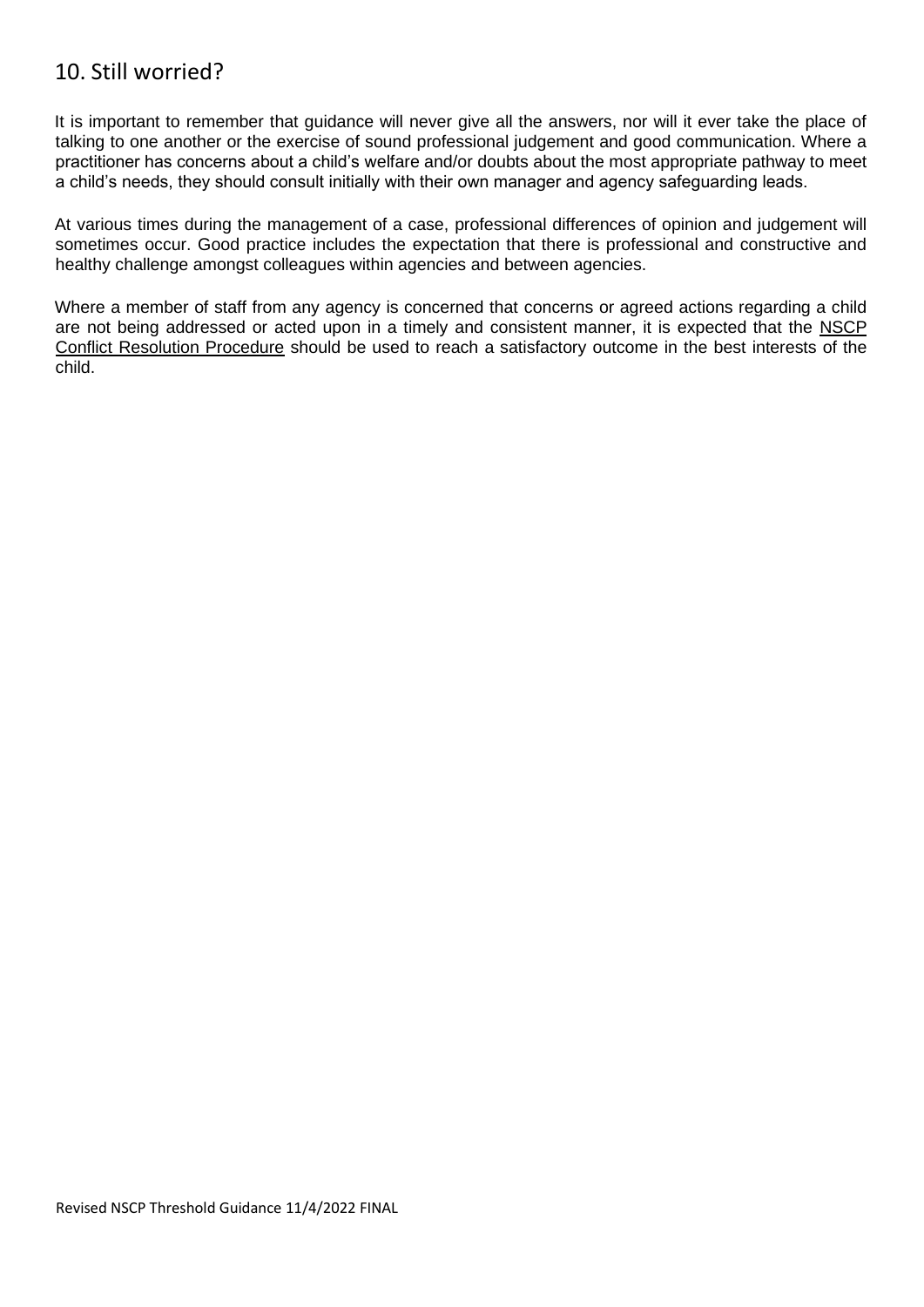## 10. Still worried?

It is important to remember that guidance will never give all the answers, nor will it ever take the place of talking to one another or the exercise of sound professional judgement and good communication. Where a practitioner has concerns about a child's welfare and/or doubts about the most appropriate pathway to meet a child's needs, they should consult initially with their own manager and agency safeguarding leads.

At various times during the management of a case, professional differences of opinion and judgement will sometimes occur. Good practice includes the expectation that there is professional and constructive and healthy challenge amongst colleagues within agencies and between agencies.

Where a member of staff from any agency is concerned that concerns or agreed actions regarding a child are not being addressed or acted upon in a timely and consistent manner, it is expected that the NSCP Conflict Resolution Procedure should be used to reach a satisfactory outcome in the best interests of the child.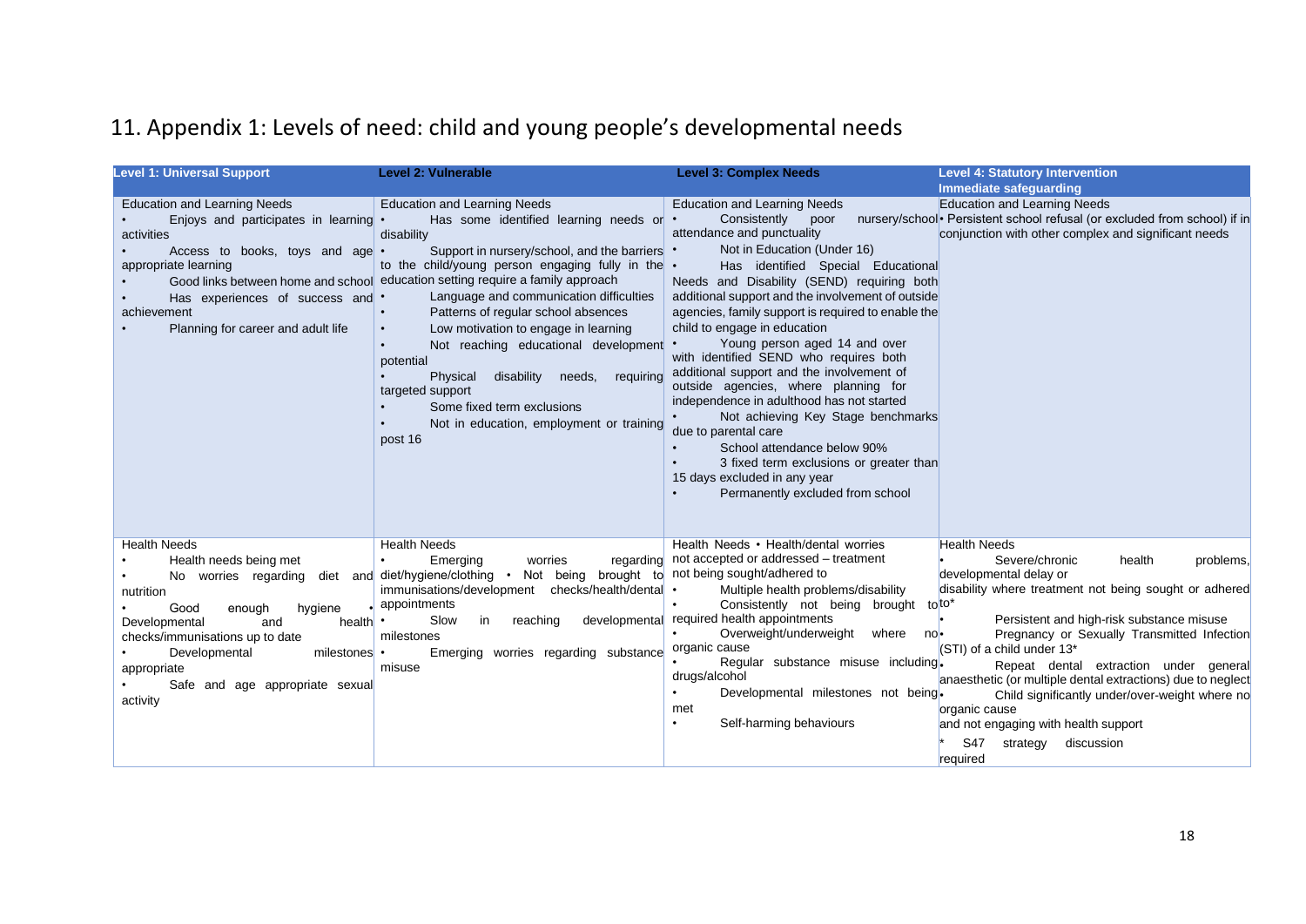# 11. Appendix 1: Levels of need: child and young people's developmental needs

| Level 1: Universal Support | Level 2: Vulnerable | Level 3: Complex Needs | Level 4: Statutory Intervention Immediate safeguarding |
|---|---|---|---|
| Education and Learning Needs<br>• Enjoys and participates in learning activities<br>• Access to books, toys and age appropriate learning<br>• Good links between home and school<br>• Has experiences of success and achievement<br>• Planning for career and adult life | Education and Learning Needs<br>• Has some identified learning needs or disability<br>• Support in nursery/school, and the barriers to the child/young person engaging fully in the education setting require a family approach<br>• Language and communication difficulties<br>• Patterns of regular school absences<br>• Low motivation to engage in learning<br>• Not reaching educational development potential<br>• Physical disability needs, requiring targeted support<br>• Some fixed term exclusions<br>• Not in education, employment or training post 16 | Education and Learning Needs<br>• Consistently poor nursery/school attendance and punctuality<br>• Not in Education (Under 16)<br>• Has identified Special Educational Needs and Disability (SEND) requiring both additional support and the involvement of outside agencies, family support is required to enable the child to engage in education<br>• Young person aged 14 and over with identified SEND who requires both additional support and the involvement of outside agencies, where planning for independence in adulthood has not started<br>• Not achieving Key Stage benchmarks due to parental care<br>• School attendance below 90%<br>• 3 fixed term exclusions or greater than 15 days excluded in any year<br>• Permanently excluded from school | Education and Learning Needs<br>• Persistent school refusal (or excluded from school) if in conjunction with other complex and significant needs |
| Health Needs<br>• Health needs being met<br>• No worries regarding diet and nutrition<br>• Good enough hygiene<br>• Developmental and health checks/immunisations up to date<br>• Developmental milestones appropriate<br>• Safe and age appropriate sexual activity | Health Needs<br>• Emerging worries regarding diet/hygiene/clothing<br>• Not being brought to immunisations/development checks/health/dental appointments<br>• Slow in reaching developmental milestones<br>• Emerging worries regarding substance misuse | Health Needs<br>• Health/dental worries not accepted or addressed – treatment not being sought/adhered to<br>• Multiple health problems/disability<br>• Consistently not being brought to required health appointments<br>• Overweight/underweight where no organic cause<br>• Regular substance misuse including drugs/alcohol<br>• Developmental milestones not being met<br>• Self-harming behaviours | Health Needs<br>• Severe/chronic health problems, developmental delay or disability where treatment not being sought or adhered to*<br>• Persistent and high-risk substance misuse<br>• Pregnancy or Sexually Transmitted Infection (STI) of a child under 13*<br>• Repeat dental extraction under general anaesthetic (or multiple dental extractions) due to neglect<br>• Child significantly under/over-weight where no organic cause and not engaging with health support<br>* S47 strategy discussion required |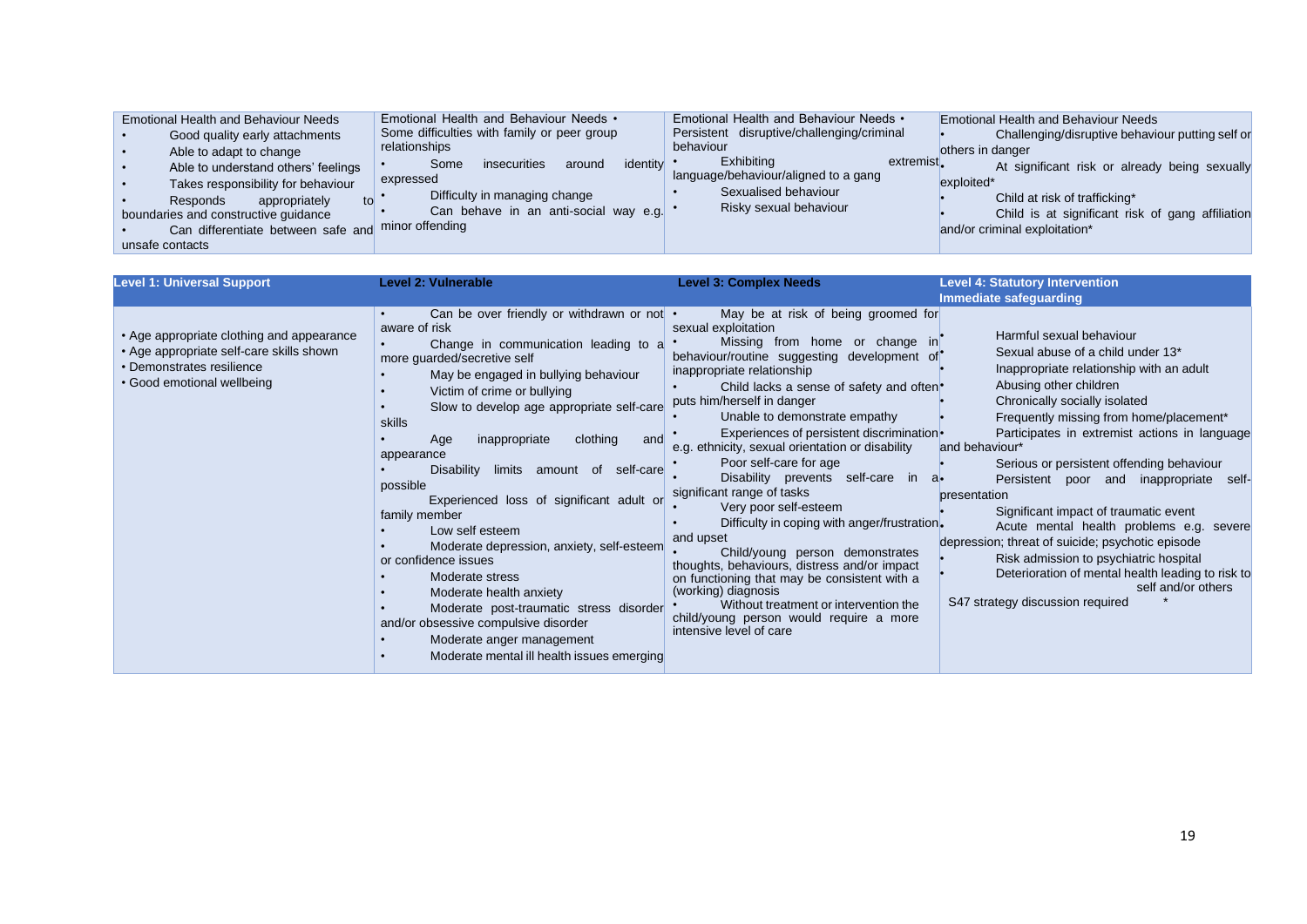| Emotional Health and Behaviour Needs | Emotional Health and Behaviour Needs • | Emotional Health and Behaviour Needs • | Emotional Health and Behaviour Needs |
|---|---|---|---|
| • Good quality early attachments<br>• Able to adapt to change<br>• Able to understand others' feelings<br>• Takes responsibility for behaviour<br>• Responds appropriately to boundaries and constructive guidance<br>• Can differentiate between safe and unsafe contacts | Some difficulties with family or peer group relationships<br>• Some insecurities around identity expressed<br>• Difficulty in managing change<br>• Can behave in an anti-social way e.g. minor offending | Persistent disruptive/challenging/criminal behaviour<br>• Exhibiting extremist language/behaviour/aligned to a gang<br>• Sexualised behaviour<br>• Risky sexual behaviour | • Challenging/disruptive behaviour putting self or others in danger<br>• At significant risk or already being sexually exploited*<br>• Child at risk of trafficking*<br>• Child is at significant risk of gang affiliation and/or criminal exploitation* |

| Level 1: Universal Support | Level 2: Vulnerable | Level 3: Complex Needs | Level 4: Statutory Intervention Immediate safeguarding |
|---|---|---|---|
| • Age appropriate clothing and appearance<br>• Age appropriate self-care skills shown<br>• Demonstrates resilience<br>• Good emotional wellbeing | • Can be over friendly or withdrawn or not aware of risk<br>• Change in communication leading to a more guarded/secretive self<br>• May be engaged in bullying behaviour<br>• Victim of crime or bullying<br>• Slow to develop age appropriate self-care skills<br>• Age inappropriate clothing and appearance<br>• Disability limits amount of self-care possible<br>Experienced loss of significant adult or family member<br>• Low self esteem<br>• Moderate depression, anxiety, self-esteem or confidence issues<br>• Moderate stress<br>• Moderate health anxiety<br>• Moderate post-traumatic stress disorder and/or obsessive compulsive disorder<br>• Moderate anger management<br>• Moderate mental ill health issues emerging | • May be at risk of being groomed for sexual exploitation<br>• Missing from home or change in behaviour/routine suggesting development of inappropriate relationship<br>• Child lacks a sense of safety and often puts him/herself in danger<br>• Unable to demonstrate empathy<br>• Experiences of persistent discrimination e.g. ethnicity, sexual orientation or disability<br>• Poor self-care for age<br>• Disability prevents self-care in a significant range of tasks<br>• Very poor self-esteem<br>• Difficulty in coping with anger/frustration and upset<br>• Child/young person demonstrates thoughts, behaviours, distress and/or impact on functioning that may be consistent with a (working) diagnosis<br>• Without treatment or intervention the child/young person would require a more intensive level of care | • Harmful sexual behaviour<br>• Sexual abuse of a child under 13*<br>• Inappropriate relationship with an adult<br>• Abusing other children<br>• Chronically socially isolated<br>• Frequently missing from home/placement*<br>• Participates in extremist actions in language and behaviour*<br>• Serious or persistent offending behaviour<br>• Persistent poor and inappropriate self-presentation<br>• Significant impact of traumatic event<br>• Acute mental health problems e.g. severe depression; threat of suicide; psychotic episode<br>• Risk admission to psychiatric hospital<br>• Deterioration of mental health leading to risk to self and/or others<br>S47 strategy discussion required * |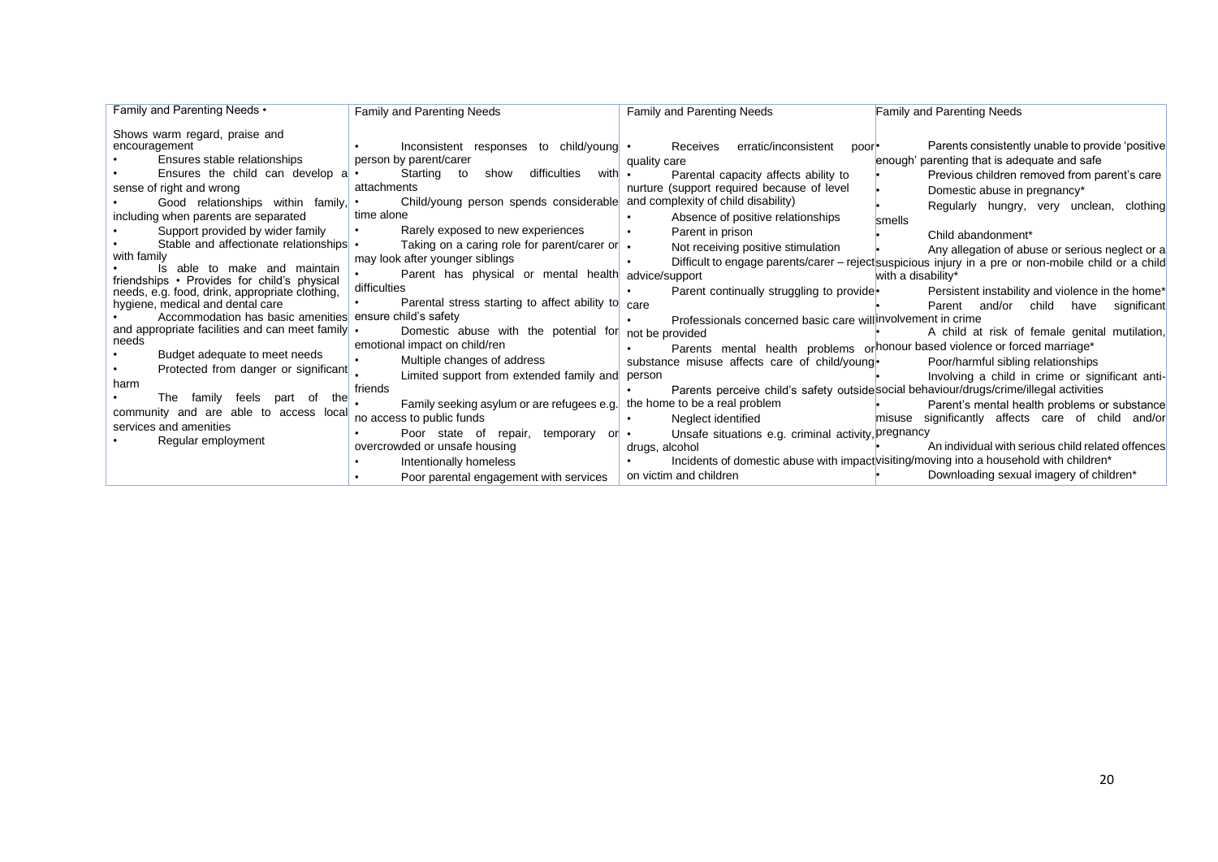| Family and Parenting Needs • | Family and Parenting Needs | Family and Parenting Needs | Family and Parenting Needs |
|---|---|---|---|
| Shows warm regard, praise and encouragement<br>• Ensures stable relationships<br>• Ensures the child can develop a sense of right and wrong<br>• Good relationships within family, including when parents are separated<br>• Support provided by wider family<br>• Stable and affectionate relationships with family<br>• Is able to make and maintain friendships • Provides for child's physical needs, e.g. food, drink, appropriate clothing, hygiene, medical and dental care<br>• Accommodation has basic amenities and appropriate facilities and can meet family needs<br>• Budget adequate to meet needs<br>• Protected from danger or significant harm<br>• The family feels part of the community and are able to access local services and amenities<br>• Regular employment | • Inconsistent responses to child/young person by parent/carer<br>• Starting to show difficulties with attachments<br>• Child/young person spends considerable time alone<br>• Rarely exposed to new experiences<br>• Taking on a caring role for parent/carer or may look after younger siblings<br>• Parent has physical or mental health difficulties<br>• Parental stress starting to affect ability to ensure child's safety<br>• Domestic abuse with the potential for emotional impact on child/ren<br>• Multiple changes of address<br>• Limited support from extended family and friends<br>• Family seeking asylum or are refugees e.g. no access to public funds<br>• Poor state of repair, temporary or overcrowded or unsafe housing<br>• Intentionally homeless<br>• Poor parental engagement with services | • Receives erratic/inconsistent poor quality care<br>• Parental capacity affects ability to nurture (support required because of level and complexity of child disability)<br>• Absence of positive relationships<br>• Parent in prison<br>• Not receiving positive stimulation<br>• Difficult to engage parents/carer – reject advice/support<br>• Parent continually struggling to provide care<br>• Professionals concerned basic care will not be provided<br>• Parents mental health problems or substance misuse affects care of child/young person<br>• Parents perceive child's safety outside the home to be a real problem<br>• Neglect identified<br>• Unsafe situations e.g. criminal activity, drugs, alcohol<br>• Incidents of domestic abuse with impact on victim and children | • Parents consistently unable to provide 'positive enough' parenting that is adequate and safe<br>• Previous children removed from parent's care<br>• Domestic abuse in pregnancy*<br>• Regularly hungry, very unclean, clothing smells<br>• Child abandonment*<br>• Any allegation of abuse or serious neglect or a suspicious injury in a pre or non-mobile child or a child with a disability*<br>• Persistent instability and violence in the home*<br>• Parent and/or child have significant involvement in crime<br>• A child at risk of female genital mutilation, honour based violence or forced marriage*<br>• Poor/harmful sibling relationships<br>• Involving a child in crime or significant anti-social behaviour/drugs/crime/illegal activities<br>• Parent's mental health problems or substance misuse significantly affects care of child and/or pregnancy<br>• An individual with serious child related offences visiting/moving into a household with children*<br>• Downloading sexual imagery of children* |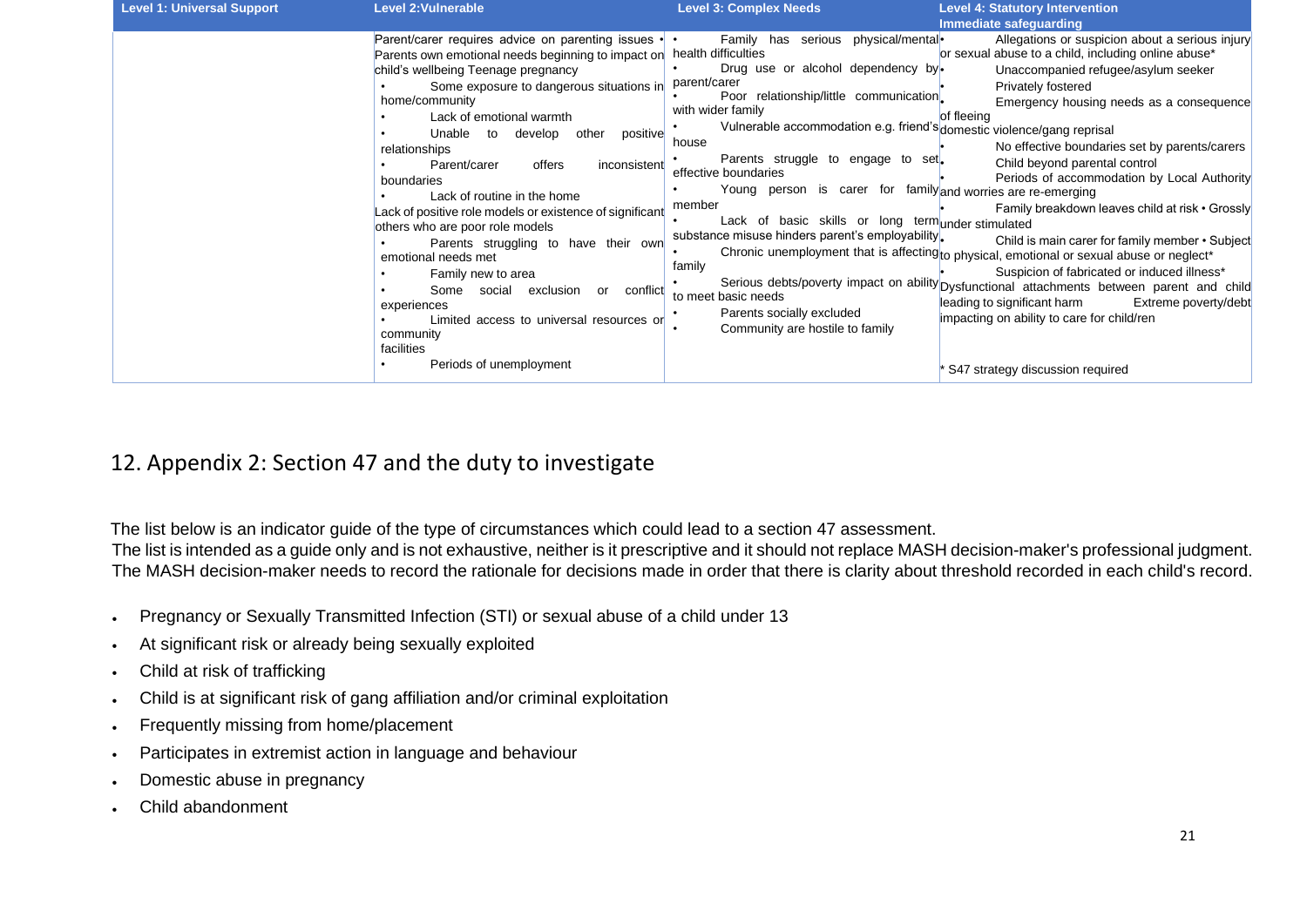| Level 1: Universal Support | Level 2:Vulnerable | Level 3: Complex Needs | Level 4: Statutory Intervention Immediate safeguarding |
|---|---|---|---|
| | Parent/carer requires advice on parenting issues • Parents own emotional needs beginning to impact on child's wellbeing Teenage pregnancy<br>• Some exposure to dangerous situations in home/community<br>• Lack of emotional warmth<br>• Unable to develop other positive relationships<br>• Parent/carer offers inconsistent boundaries<br>• Lack of routine in the home<br>Lack of positive role models or existence of significant others who are poor role models<br>• Parents struggling to have their own emotional needs met<br>• Family new to area<br>• Some social exclusion or conflict experiences<br>• Limited access to universal resources or community facilities<br>• Periods of unemployment | • Family has serious physical/mental health difficulties<br>• Drug use or alcohol dependency by parent/carer<br>• Poor relationship/little communication with wider family<br>• Vulnerable accommodation e.g. friend's house<br>• Parents struggle to engage to set effective boundaries<br>• Young person is carer for family member<br>• Lack of basic skills or long term substance misuse hinders parent's employability<br>• Chronic unemployment that is affecting family<br>• Serious debts/poverty impact on ability to meet basic needs<br>• Parents socially excluded<br>• Community are hostile to family | • Allegations or suspicion about a serious injury or sexual abuse to a child, including online abuse*<br>• Unaccompanied refugee/asylum seeker<br>• Privately fostered<br>• Emergency housing needs as a consequence of fleeing domestic violence/gang reprisal<br>• No effective boundaries set by parents/carers<br>• Child beyond parental control<br>• Periods of accommodation by Local Authority and worries are re-emerging<br>• Family breakdown leaves child at risk • Grossly under stimulated<br>• Child is main carer for family member • Subject to physical, emotional or sexual abuse or neglect*<br>• Suspicion of fabricated or induced illness*<br>Dysfunctional attachments between parent and child leading to significant harm Extreme poverty/debt impacting on ability to care for child/ren<br><br>* S47 strategy discussion required |

## 12. Appendix 2: Section 47 and the duty to investigate

The list below is an indicator guide of the type of circumstances which could lead to a section 47 assessment.
The list is intended as a guide only and is not exhaustive, neither is it prescriptive and it should not replace MASH decision-maker's professional judgment. The MASH decision-maker needs to record the rationale for decisions made in order that there is clarity about threshold recorded in each child's record.

- Pregnancy or Sexually Transmitted Infection (STI) or sexual abuse of a child under 13
- At significant risk or already being sexually exploited
- Child at risk of trafficking
- Child is at significant risk of gang affiliation and/or criminal exploitation
- Frequently missing from home/placement
- Participates in extremist action in language and behaviour
- Domestic abuse in pregnancy
- Child abandonment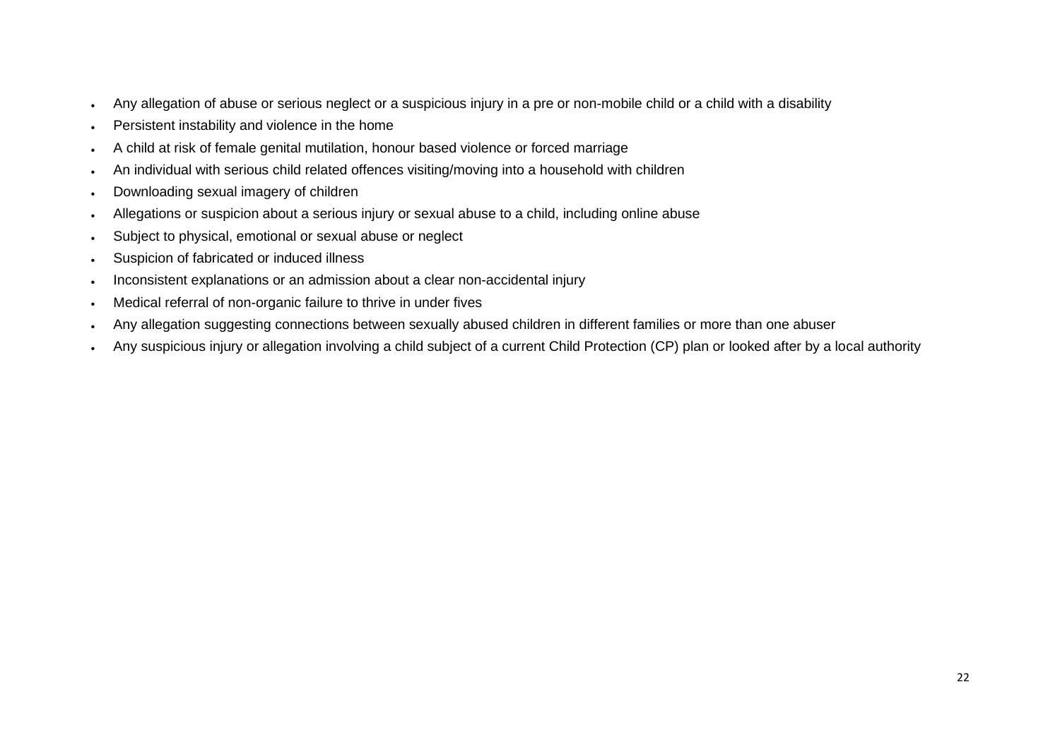- Any allegation of abuse or serious neglect or a suspicious injury in a pre or non-mobile child or a child with a disability
- Persistent instability and violence in the home
- A child at risk of female genital mutilation, honour based violence or forced marriage
- An individual with serious child related offences visiting/moving into a household with children
- Downloading sexual imagery of children
- Allegations or suspicion about a serious injury or sexual abuse to a child, including online abuse
- Subject to physical, emotional or sexual abuse or neglect
- Suspicion of fabricated or induced illness
- Inconsistent explanations or an admission about a clear non-accidental injury
- Medical referral of non-organic failure to thrive in under fives
- Any allegation suggesting connections between sexually abused children in different families or more than one abuser
- Any suspicious injury or allegation involving a child subject of a current Child Protection (CP) plan or looked after by a local authority